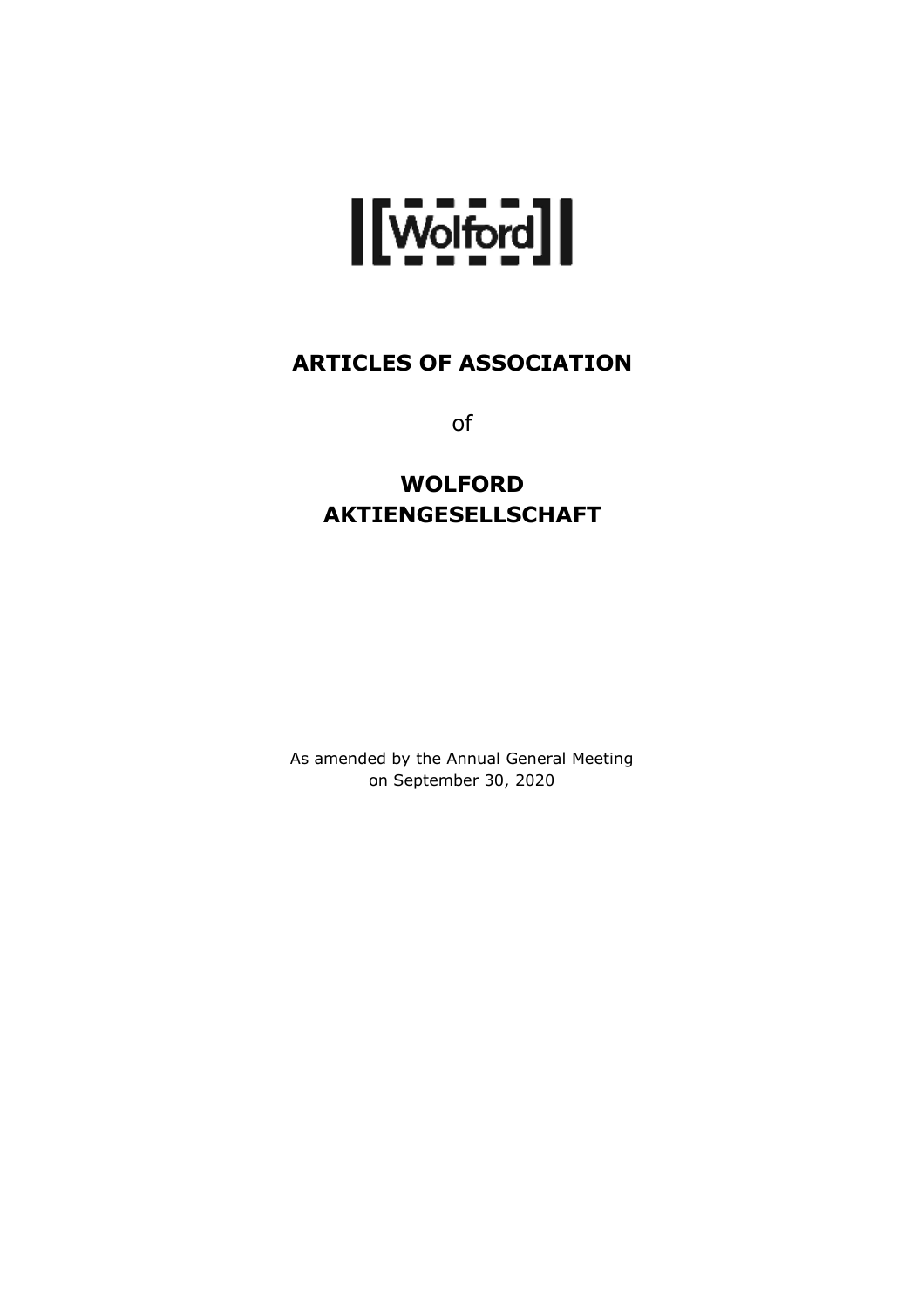Wolford

# ARTICLES OF ASSOCIATION

of

# WOLFORD AKTIENGESELLSCHAFT

As amended by the Annual General Meeting
on September 30, 2020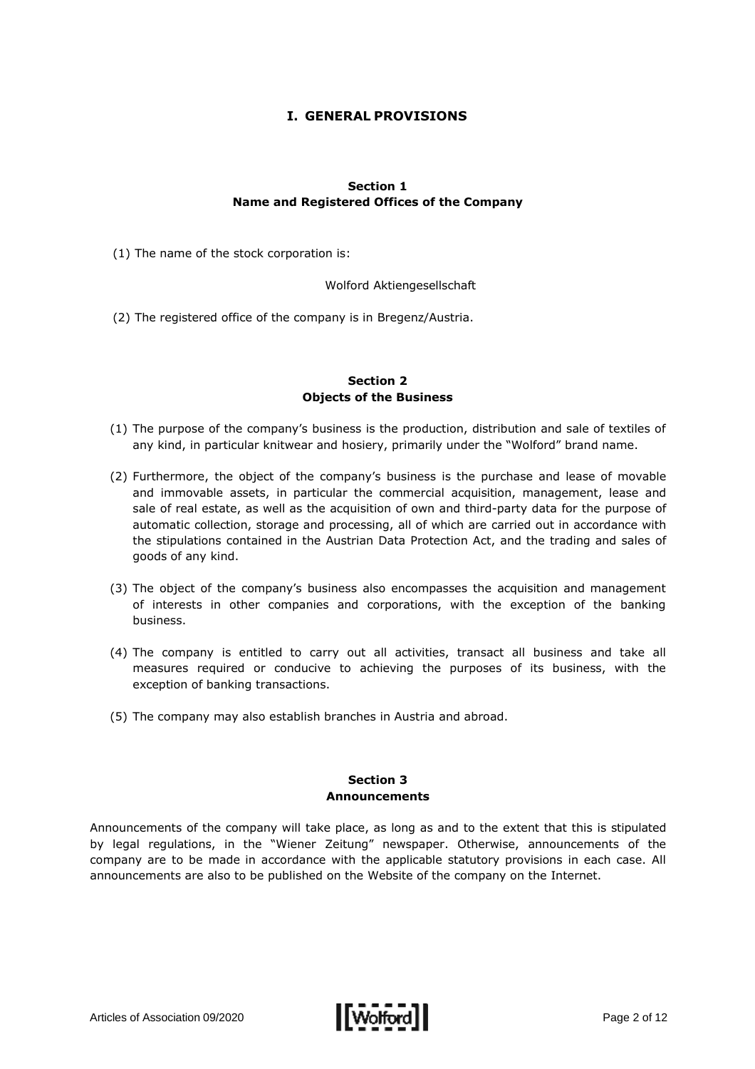# I. GENERAL PROVISIONS

## Section 1
## Name and Registered Offices of the Company

(1) The name of the stock corporation is:

Wolford Aktiengesellschaft

(2) The registered office of the company is in Bregenz/Austria.

## Section 2
## Objects of the Business

(1) The purpose of the company's business is the production, distribution and sale of textiles of any kind, in particular knitwear and hosiery, primarily under the "Wolford" brand name.

(2) Furthermore, the object of the company's business is the purchase and lease of movable and immovable assets, in particular the commercial acquisition, management, lease and sale of real estate, as well as the acquisition of own and third-party data for the purpose of automatic collection, storage and processing, all of which are carried out in accordance with the stipulations contained in the Austrian Data Protection Act, and the trading and sales of goods of any kind.

(3) The object of the company's business also encompasses the acquisition and management of interests in other companies and corporations, with the exception of the banking business.

(4) The company is entitled to carry out all activities, transact all business and take all measures required or conducive to achieving the purposes of its business, with the exception of banking transactions.

(5) The company may also establish branches in Austria and abroad.

## Section 3
## Announcements

Announcements of the company will take place, as long as and to the extent that this is stipulated by legal regulations, in the "Wiener Zeitung" newspaper. Otherwise, announcements of the company are to be made in accordance with the applicable statutory provisions in each case. All announcements are also to be published on the Website of the company on the Internet.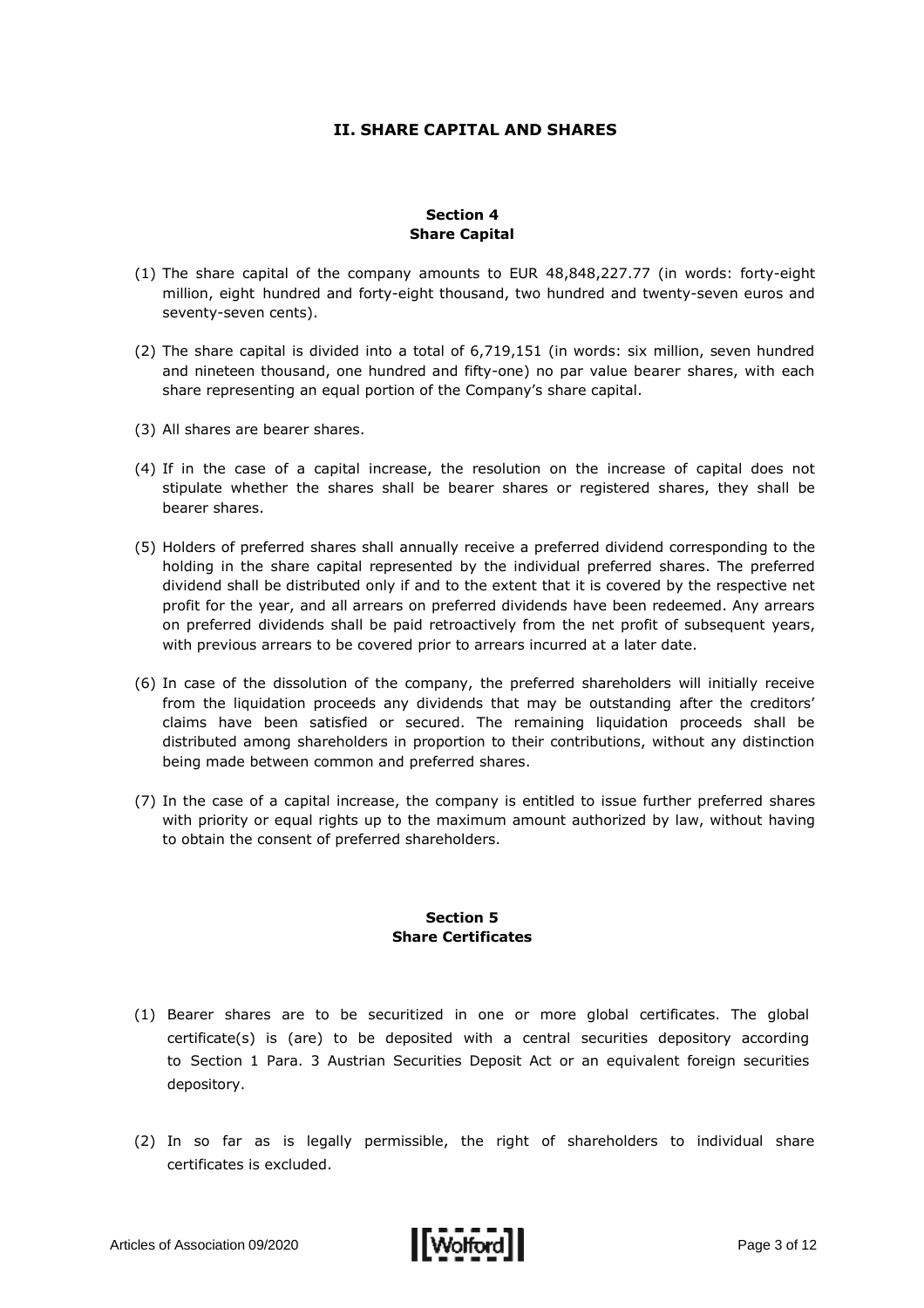## II. SHARE CAPITAL AND SHARES

### Section 4
### Share Capital

(1) The share capital of the company amounts to EUR 48,848,227.77 (in words: forty-eight million, eight hundred and forty-eight thousand, two hundred and twenty-seven euros and seventy-seven cents).

(2) The share capital is divided into a total of 6,719,151 (in words: six million, seven hundred and nineteen thousand, one hundred and fifty-one) no par value bearer shares, with each share representing an equal portion of the Company's share capital.

(3) All shares are bearer shares.

(4) If in the case of a capital increase, the resolution on the increase of capital does not stipulate whether the shares shall be bearer shares or registered shares, they shall be bearer shares.

(5) Holders of preferred shares shall annually receive a preferred dividend corresponding to the holding in the share capital represented by the individual preferred shares. The preferred dividend shall be distributed only if and to the extent that it is covered by the respective net profit for the year, and all arrears on preferred dividends have been redeemed. Any arrears on preferred dividends shall be paid retroactively from the net profit of subsequent years, with previous arrears to be covered prior to arrears incurred at a later date.

(6) In case of the dissolution of the company, the preferred shareholders will initially receive from the liquidation proceeds any dividends that may be outstanding after the creditors' claims have been satisfied or secured. The remaining liquidation proceeds shall be distributed among shareholders in proportion to their contributions, without any distinction being made between common and preferred shares.

(7) In the case of a capital increase, the company is entitled to issue further preferred shares with priority or equal rights up to the maximum amount authorized by law, without having to obtain the consent of preferred shareholders.

### Section 5
### Share Certificates

(1) Bearer shares are to be securitized in one or more global certificates. The global certificate(s) is (are) to be deposited with a central securities depository according to Section 1 Para. 3 Austrian Securities Deposit Act or an equivalent foreign securities depository.

(2) In so far as is legally permissible, the right of shareholders to individual share certificates is excluded.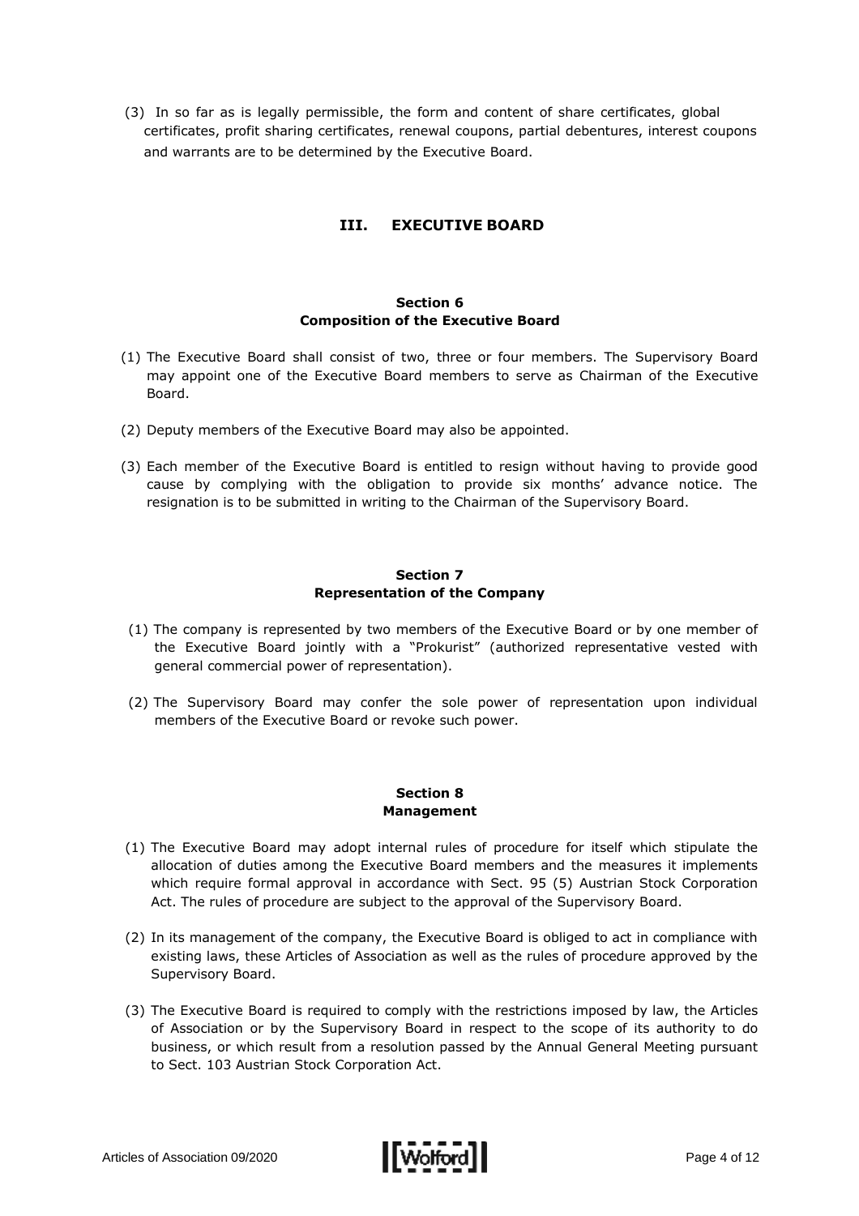(3) In so far as is legally permissible, the form and content of share certificates, global certificates, profit sharing certificates, renewal coupons, partial debentures, interest coupons and warrants are to be determined by the Executive Board.

## III. EXECUTIVE BOARD

### Section 6
### Composition of the Executive Board

(1) The Executive Board shall consist of two, three or four members. The Supervisory Board may appoint one of the Executive Board members to serve as Chairman of the Executive Board.

(2) Deputy members of the Executive Board may also be appointed.

(3) Each member of the Executive Board is entitled to resign without having to provide good cause by complying with the obligation to provide six months' advance notice. The resignation is to be submitted in writing to the Chairman of the Supervisory Board.

### Section 7
### Representation of the Company

(1) The company is represented by two members of the Executive Board or by one member of the Executive Board jointly with a "Prokurist" (authorized representative vested with general commercial power of representation).

(2) The Supervisory Board may confer the sole power of representation upon individual members of the Executive Board or revoke such power.

### Section 8
### Management

(1) The Executive Board may adopt internal rules of procedure for itself which stipulate the allocation of duties among the Executive Board members and the measures it implements which require formal approval in accordance with Sect. 95 (5) Austrian Stock Corporation Act. The rules of procedure are subject to the approval of the Supervisory Board.

(2) In its management of the company, the Executive Board is obliged to act in compliance with existing laws, these Articles of Association as well as the rules of procedure approved by the Supervisory Board.

(3) The Executive Board is required to comply with the restrictions imposed by law, the Articles of Association or by the Supervisory Board in respect to the scope of its authority to do business, or which result from a resolution passed by the Annual General Meeting pursuant to Sect. 103 Austrian Stock Corporation Act.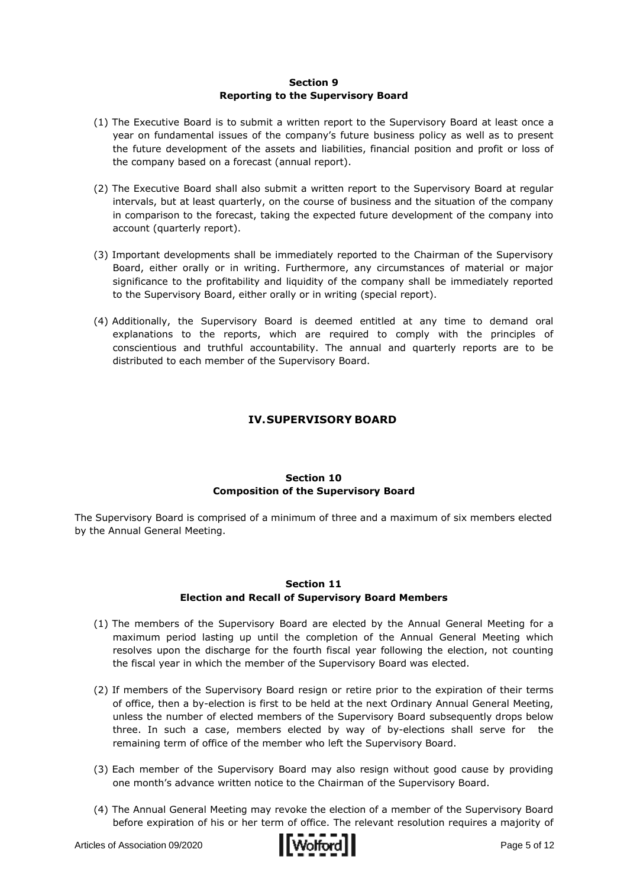## Section 9
## Reporting to the Supervisory Board

(1) The Executive Board is to submit a written report to the Supervisory Board at least once a year on fundamental issues of the company's future business policy as well as to present the future development of the assets and liabilities, financial position and profit or loss of the company based on a forecast (annual report).

(2) The Executive Board shall also submit a written report to the Supervisory Board at regular intervals, but at least quarterly, on the course of business and the situation of the company in comparison to the forecast, taking the expected future development of the company into account (quarterly report).

(3) Important developments shall be immediately reported to the Chairman of the Supervisory Board, either orally or in writing. Furthermore, any circumstances of material or major significance to the profitability and liquidity of the company shall be immediately reported to the Supervisory Board, either orally or in writing (special report).

(4) Additionally, the Supervisory Board is deemed entitled at any time to demand oral explanations to the reports, which are required to comply with the principles of conscientious and truthful accountability. The annual and quarterly reports are to be distributed to each member of the Supervisory Board.

# IV. SUPERVISORY BOARD

## Section 10
## Composition of the Supervisory Board

The Supervisory Board is comprised of a minimum of three and a maximum of six members elected by the Annual General Meeting.

## Section 11
## Election and Recall of Supervisory Board Members

(1) The members of the Supervisory Board are elected by the Annual General Meeting for a maximum period lasting up until the completion of the Annual General Meeting which resolves upon the discharge for the fourth fiscal year following the election, not counting the fiscal year in which the member of the Supervisory Board was elected.

(2) If members of the Supervisory Board resign or retire prior to the expiration of their terms of office, then a by-election is first to be held at the next Ordinary Annual General Meeting, unless the number of elected members of the Supervisory Board subsequently drops below three. In such a case, members elected by way of by-elections shall serve for the remaining term of office of the member who left the Supervisory Board.

(3) Each member of the Supervisory Board may also resign without good cause by providing one month's advance written notice to the Chairman of the Supervisory Board.

(4) The Annual General Meeting may revoke the election of a member of the Supervisory Board before expiration of his or her term of office. The relevant resolution requires a majority of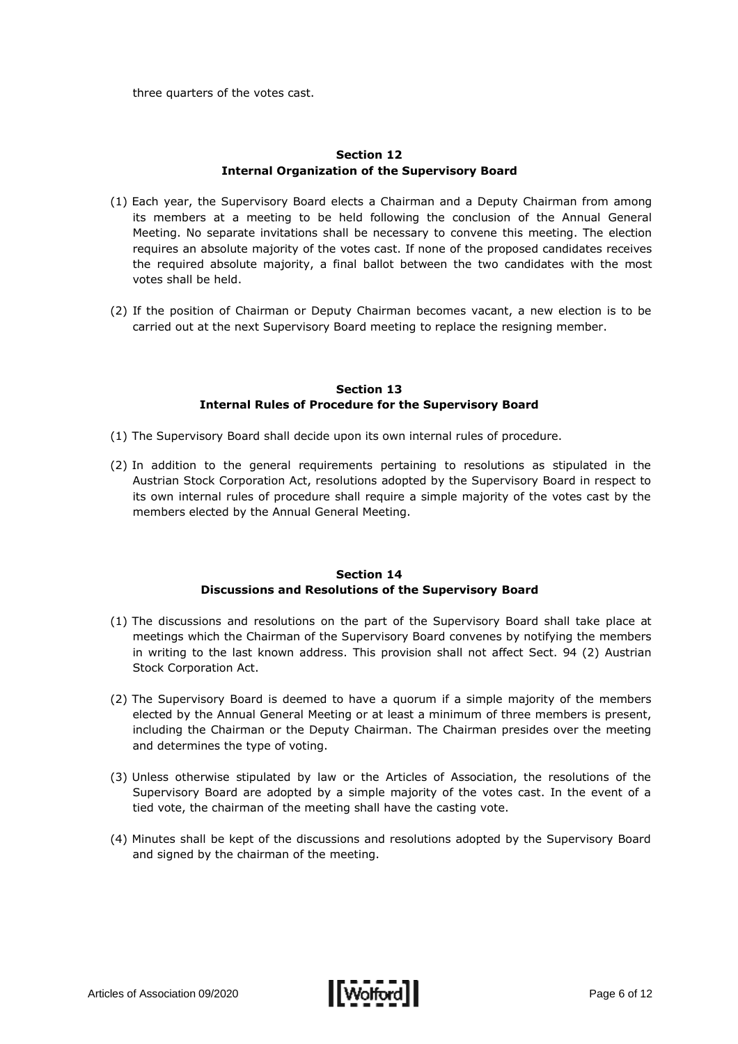three quarters of the votes cast.

## Section 12
## Internal Organization of the Supervisory Board

(1) Each year, the Supervisory Board elects a Chairman and a Deputy Chairman from among its members at a meeting to be held following the conclusion of the Annual General Meeting. No separate invitations shall be necessary to convene this meeting. The election requires an absolute majority of the votes cast. If none of the proposed candidates receives the required absolute majority, a final ballot between the two candidates with the most votes shall be held.

(2) If the position of Chairman or Deputy Chairman becomes vacant, a new election is to be carried out at the next Supervisory Board meeting to replace the resigning member.

## Section 13
## Internal Rules of Procedure for the Supervisory Board

(1) The Supervisory Board shall decide upon its own internal rules of procedure.

(2) In addition to the general requirements pertaining to resolutions as stipulated in the Austrian Stock Corporation Act, resolutions adopted by the Supervisory Board in respect to its own internal rules of procedure shall require a simple majority of the votes cast by the members elected by the Annual General Meeting.

## Section 14
## Discussions and Resolutions of the Supervisory Board

(1) The discussions and resolutions on the part of the Supervisory Board shall take place at meetings which the Chairman of the Supervisory Board convenes by notifying the members in writing to the last known address. This provision shall not affect Sect. 94 (2) Austrian Stock Corporation Act.

(2) The Supervisory Board is deemed to have a quorum if a simple majority of the members elected by the Annual General Meeting or at least a minimum of three members is present, including the Chairman or the Deputy Chairman. The Chairman presides over the meeting and determines the type of voting.

(3) Unless otherwise stipulated by law or the Articles of Association, the resolutions of the Supervisory Board are adopted by a simple majority of the votes cast. In the event of a tied vote, the chairman of the meeting shall have the casting vote.

(4) Minutes shall be kept of the discussions and resolutions adopted by the Supervisory Board and signed by the chairman of the meeting.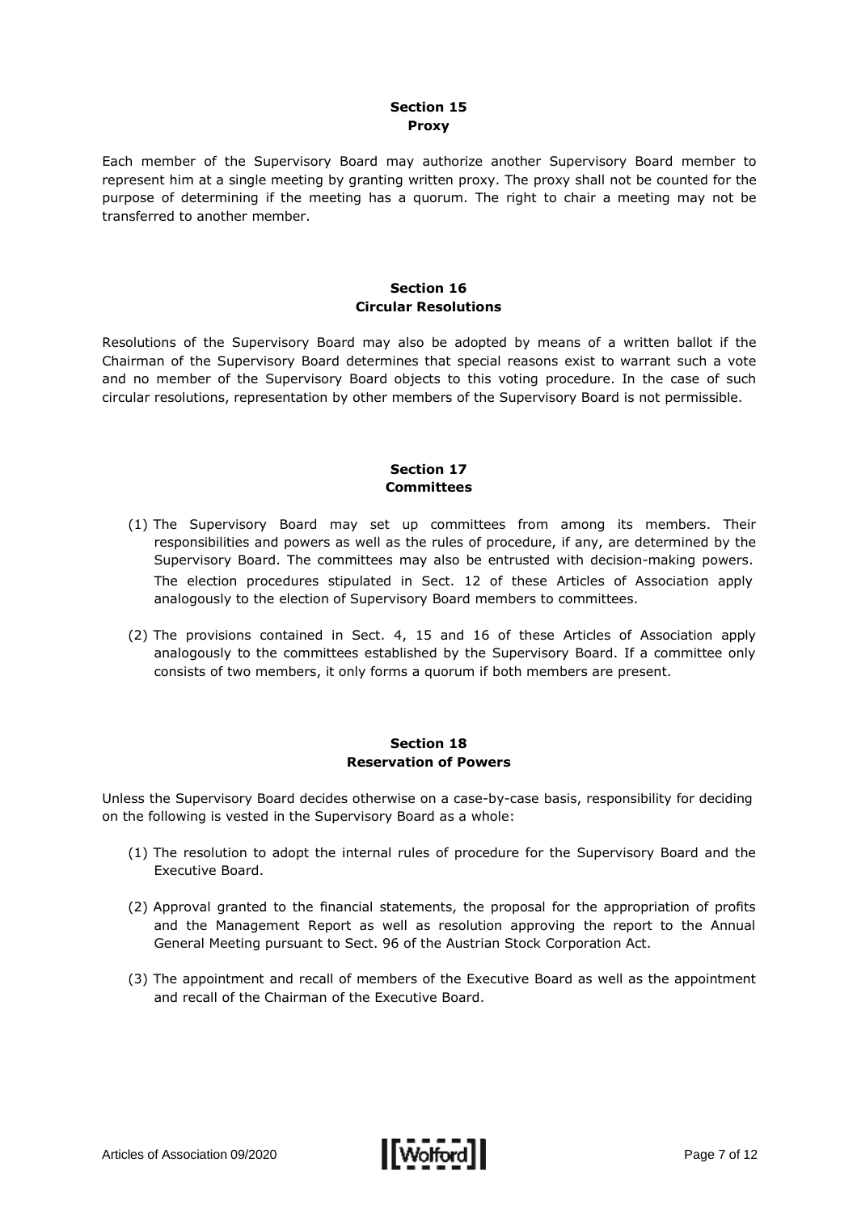## Section 15
## Proxy

Each member of the Supervisory Board may authorize another Supervisory Board member to represent him at a single meeting by granting written proxy. The proxy shall not be counted for the purpose of determining if the meeting has a quorum. The right to chair a meeting may not be transferred to another member.

## Section 16
## Circular Resolutions

Resolutions of the Supervisory Board may also be adopted by means of a written ballot if the Chairman of the Supervisory Board determines that special reasons exist to warrant such a vote and no member of the Supervisory Board objects to this voting procedure. In the case of such circular resolutions, representation by other members of the Supervisory Board is not permissible.

## Section 17
## Committees

(1) The Supervisory Board may set up committees from among its members. Their responsibilities and powers as well as the rules of procedure, if any, are determined by the Supervisory Board. The committees may also be entrusted with decision-making powers. The election procedures stipulated in Sect. 12 of these Articles of Association apply analogously to the election of Supervisory Board members to committees.

(2) The provisions contained in Sect. 4, 15 and 16 of these Articles of Association apply analogously to the committees established by the Supervisory Board. If a committee only consists of two members, it only forms a quorum if both members are present.

## Section 18
## Reservation of Powers

Unless the Supervisory Board decides otherwise on a case-by-case basis, responsibility for deciding on the following is vested in the Supervisory Board as a whole:

(1) The resolution to adopt the internal rules of procedure for the Supervisory Board and the Executive Board.

(2) Approval granted to the financial statements, the proposal for the appropriation of profits and the Management Report as well as resolution approving the report to the Annual General Meeting pursuant to Sect. 96 of the Austrian Stock Corporation Act.

(3) The appointment and recall of members of the Executive Board as well as the appointment and recall of the Chairman of the Executive Board.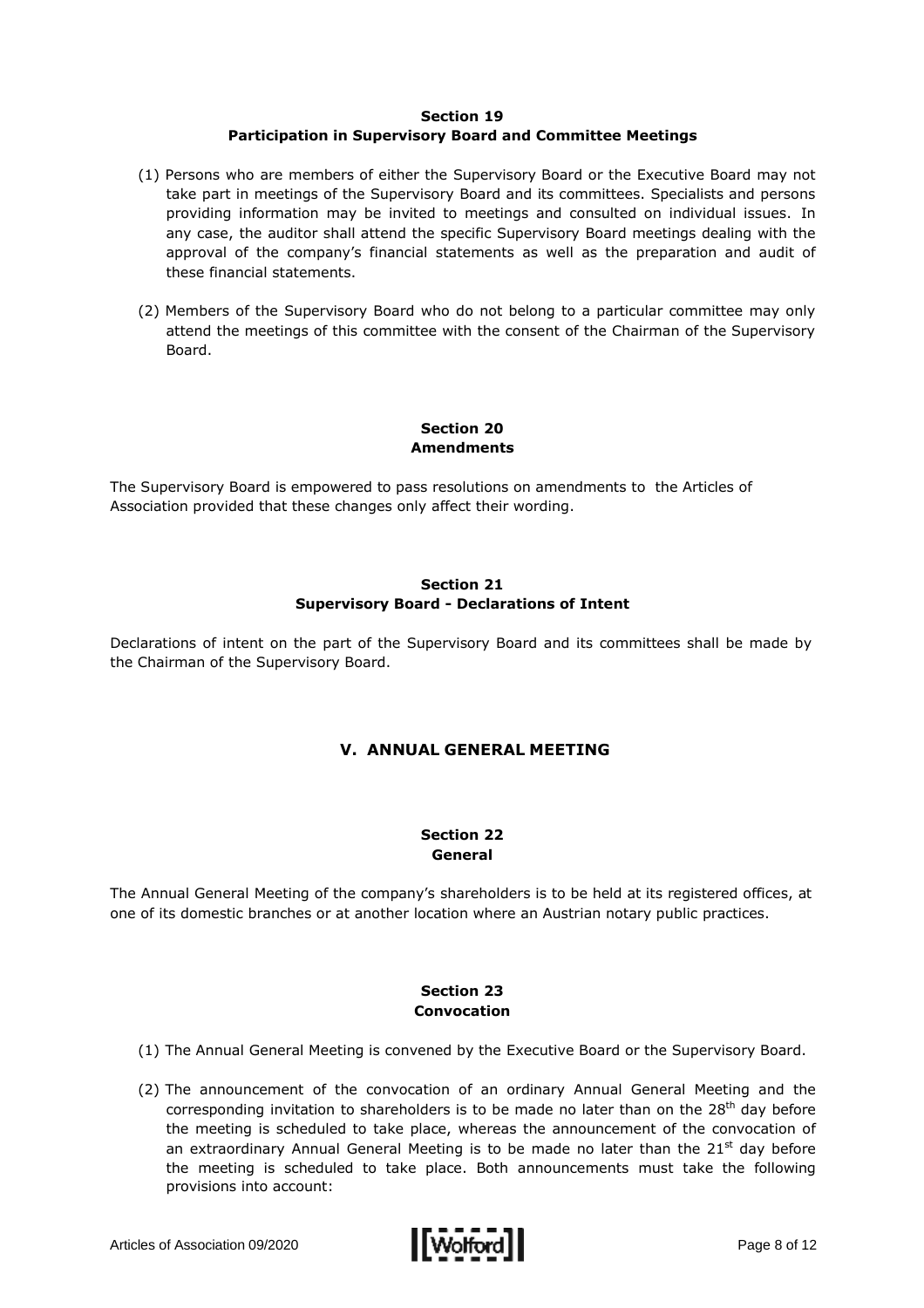### Section 19
### Participation in Supervisory Board and Committee Meetings

(1) Persons who are members of either the Supervisory Board or the Executive Board may not take part in meetings of the Supervisory Board and its committees. Specialists and persons providing information may be invited to meetings and consulted on individual issues. In any case, the auditor shall attend the specific Supervisory Board meetings dealing with the approval of the company's financial statements as well as the preparation and audit of these financial statements.

(2) Members of the Supervisory Board who do not belong to a particular committee may only attend the meetings of this committee with the consent of the Chairman of the Supervisory Board.

### Section 20
### Amendments

The Supervisory Board is empowered to pass resolutions on amendments to the Articles of Association provided that these changes only affect their wording.

### Section 21
### Supervisory Board - Declarations of Intent

Declarations of intent on the part of the Supervisory Board and its committees shall be made by the Chairman of the Supervisory Board.

## V. ANNUAL GENERAL MEETING

### Section 22
### General

The Annual General Meeting of the company's shareholders is to be held at its registered offices, at one of its domestic branches or at another location where an Austrian notary public practices.

### Section 23
### Convocation

(1) The Annual General Meeting is convened by the Executive Board or the Supervisory Board.

(2) The announcement of the convocation of an ordinary Annual General Meeting and the corresponding invitation to shareholders is to be made no later than on the 28th day before the meeting is scheduled to take place, whereas the announcement of the convocation of an extraordinary Annual General Meeting is to be made no later than the 21st day before the meeting is scheduled to take place. Both announcements must take the following provisions into account: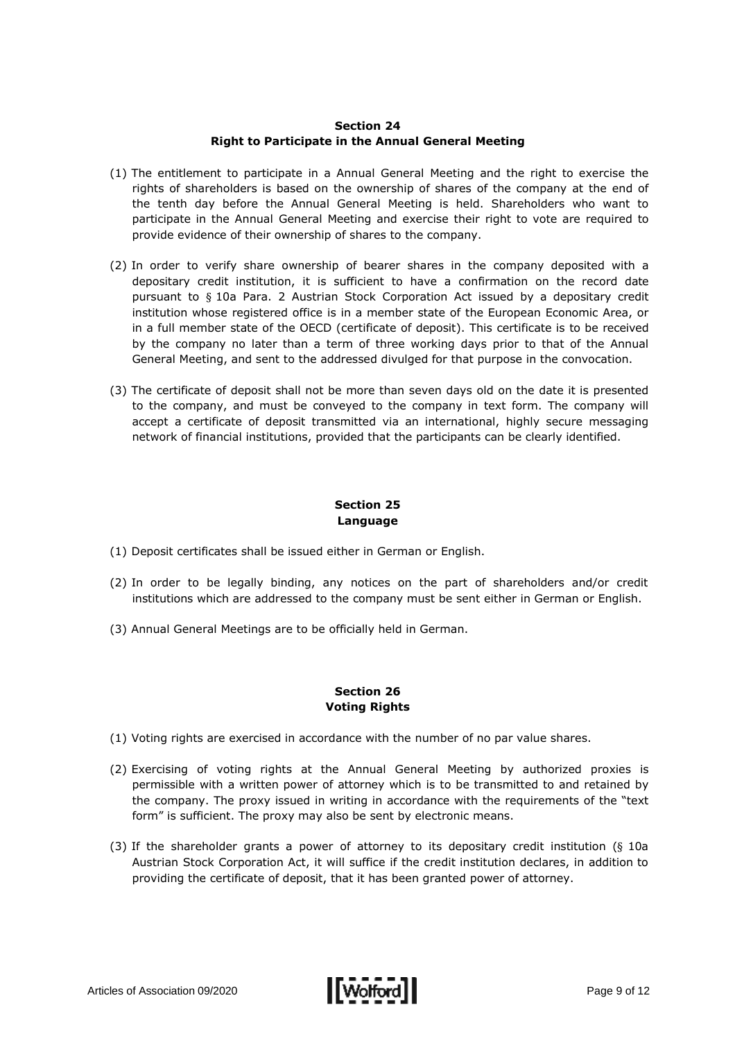## Section 24
## Right to Participate in the Annual General Meeting

(1) The entitlement to participate in a Annual General Meeting and the right to exercise the rights of shareholders is based on the ownership of shares of the company at the end of the tenth day before the Annual General Meeting is held. Shareholders who want to participate in the Annual General Meeting and exercise their right to vote are required to provide evidence of their ownership of shares to the company.

(2) In order to verify share ownership of bearer shares in the company deposited with a depositary credit institution, it is sufficient to have a confirmation on the record date pursuant to § 10a Para. 2 Austrian Stock Corporation Act issued by a depositary credit institution whose registered office is in a member state of the European Economic Area, or in a full member state of the OECD (certificate of deposit). This certificate is to be received by the company no later than a term of three working days prior to that of the Annual General Meeting, and sent to the addressed divulged for that purpose in the convocation.

(3) The certificate of deposit shall not be more than seven days old on the date it is presented to the company, and must be conveyed to the company in text form. The company will accept a certificate of deposit transmitted via an international, highly secure messaging network of financial institutions, provided that the participants can be clearly identified.

## Section 25
## Language

(1) Deposit certificates shall be issued either in German or English.

(2) In order to be legally binding, any notices on the part of shareholders and/or credit institutions which are addressed to the company must be sent either in German or English.

(3) Annual General Meetings are to be officially held in German.

## Section 26
## Voting Rights

(1) Voting rights are exercised in accordance with the number of no par value shares.

(2) Exercising of voting rights at the Annual General Meeting by authorized proxies is permissible with a written power of attorney which is to be transmitted to and retained by the company. The proxy issued in writing in accordance with the requirements of the "text form" is sufficient. The proxy may also be sent by electronic means.

(3) If the shareholder grants a power of attorney to its depositary credit institution (§ 10a Austrian Stock Corporation Act, it will suffice if the credit institution declares, in addition to providing the certificate of deposit, that it has been granted power of attorney.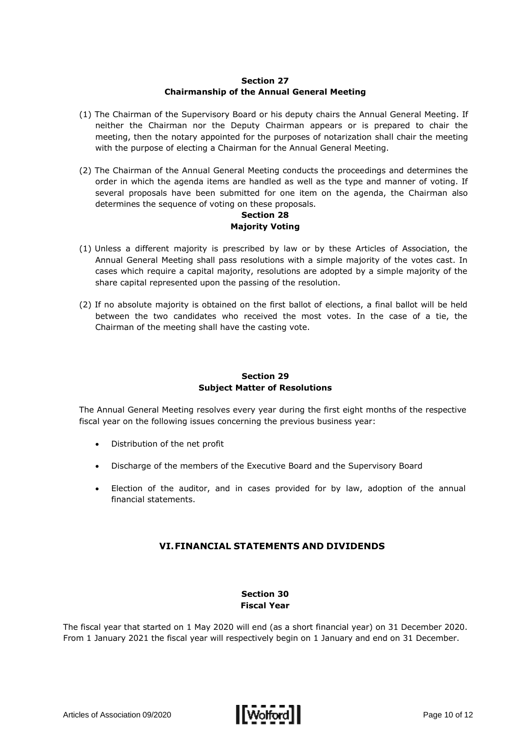### Section 27
### Chairmanship of the Annual General Meeting

(1) The Chairman of the Supervisory Board or his deputy chairs the Annual General Meeting. If neither the Chairman nor the Deputy Chairman appears or is prepared to chair the meeting, then the notary appointed for the purposes of notarization shall chair the meeting with the purpose of electing a Chairman for the Annual General Meeting.

(2) The Chairman of the Annual General Meeting conducts the proceedings and determines the order in which the agenda items are handled as well as the type and manner of voting. If several proposals have been submitted for one item on the agenda, the Chairman also determines the sequence of voting on these proposals.

### Section 28
### Majority Voting

(1) Unless a different majority is prescribed by law or by these Articles of Association, the Annual General Meeting shall pass resolutions with a simple majority of the votes cast. In cases which require a capital majority, resolutions are adopted by a simple majority of the share capital represented upon the passing of the resolution.

(2) If no absolute majority is obtained on the first ballot of elections, a final ballot will be held between the two candidates who received the most votes. In the case of a tie, the Chairman of the meeting shall have the casting vote.

### Section 29
### Subject Matter of Resolutions

The Annual General Meeting resolves every year during the first eight months of the respective fiscal year on the following issues concerning the previous business year:

- Distribution of the net profit
- Discharge of the members of the Executive Board and the Supervisory Board
- Election of the auditor, and in cases provided for by law, adoption of the annual financial statements.

## VI. FINANCIAL STATEMENTS AND DIVIDENDS

### Section 30
### Fiscal Year

The fiscal year that started on 1 May 2020 will end (as a short financial year) on 31 December 2020. From 1 January 2021 the fiscal year will respectively begin on 1 January and end on 31 December.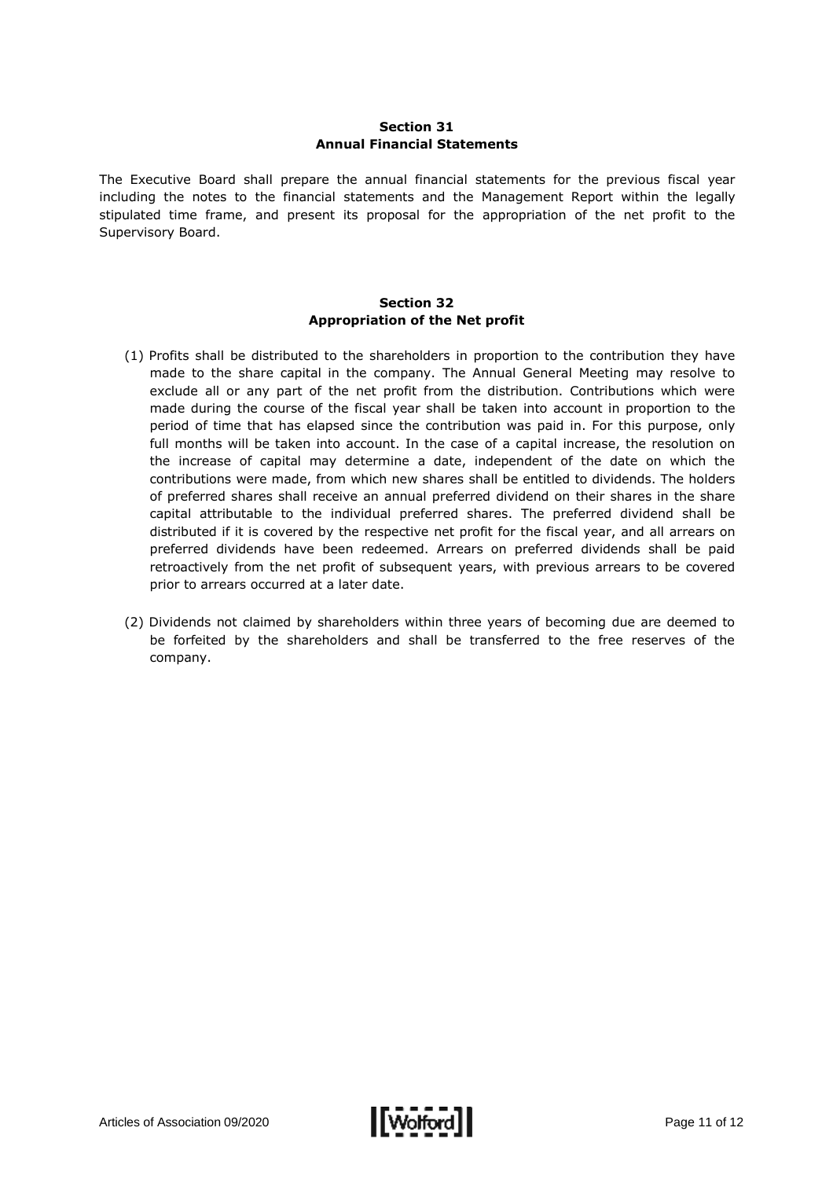## Section 31
## Annual Financial Statements

The Executive Board shall prepare the annual financial statements for the previous fiscal year including the notes to the financial statements and the Management Report within the legally stipulated time frame, and present its proposal for the appropriation of the net profit to the Supervisory Board.

## Section 32
## Appropriation of the Net profit

(1) Profits shall be distributed to the shareholders in proportion to the contribution they have made to the share capital in the company. The Annual General Meeting may resolve to exclude all or any part of the net profit from the distribution. Contributions which were made during the course of the fiscal year shall be taken into account in proportion to the period of time that has elapsed since the contribution was paid in. For this purpose, only full months will be taken into account. In the case of a capital increase, the resolution on the increase of capital may determine a date, independent of the date on which the contributions were made, from which new shares shall be entitled to dividends. The holders of preferred shares shall receive an annual preferred dividend on their shares in the share capital attributable to the individual preferred shares. The preferred dividend shall be distributed if it is covered by the respective net profit for the fiscal year, and all arrears on preferred dividends have been redeemed. Arrears on preferred dividends shall be paid retroactively from the net profit of subsequent years, with previous arrears to be covered prior to arrears occurred at a later date.

(2) Dividends not claimed by shareholders within three years of becoming due are deemed to be forfeited by the shareholders and shall be transferred to the free reserves of the company.